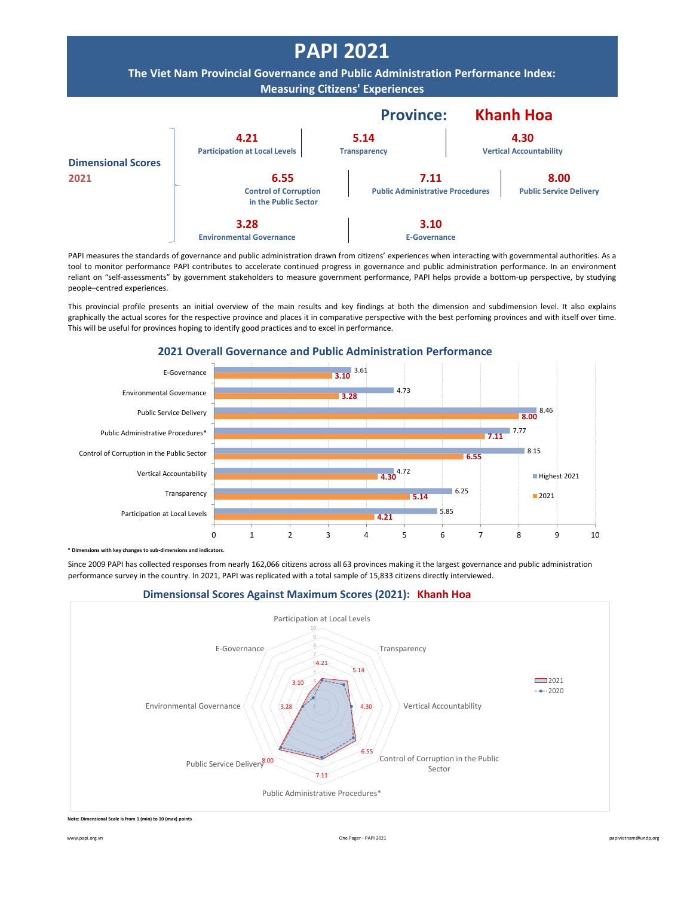# PAPI 2021

## The Viet Nam Provincial Governance and Public Administration Performance Index: Measuring Citizens' Experiences

## Province: Khanh Hoa

**Dimensional Scores 2021**

| Dimension | Score |
|---|---|
| Participation at Local Levels | 4.21 |
| Transparency | 5.14 |
| Vertical Accountability | 4.30 |
| Control of Corruption in the Public Sector | 6.55 |
| Public Administrative Procedures | 7.11 |
| Public Service Delivery | 8.00 |
| Environmental Governance | 3.28 |
| E-Governance | 3.10 |

PAPI measures the standards of governance and public administration drawn from citizens' experiences when interacting with governmental authorities. As a tool to monitor performance PAPI contributes to accelerate continued progress in governance and public administration performance. In an environment reliant on "self-assessments" by government stakeholders to measure government performance, PAPI helps provide a bottom-up perspective, by studying people–centred experiences.

This provincial profile presents an initial overview of the main results and key findings at both the dimension and subdimension level. It also explains graphically the actual scores for the respective province and places it in comparative perspective with the best perfoming provinces and with itself over time. This will be useful for provinces hoping to identify good practices and to excel in performance.

### 2021 Overall Governance and Public Administration Performance

| Dimension | Highest 2021 | 2021 |
|---|---|---|
| E-Governance | 3.61 | 3.10 |
| Environmental Governance | 4.73 | 3.28 |
| Public Service Delivery | 8.46 | 8.00 |
| Public Administrative Procedures* | 7.77 | 7.11 |
| Control of Corruption in the Public Sector | 8.15 | 6.55 |
| Vertical Accountability | 4.72 | 4.30 |
| Transparency | 6.25 | 5.14 |
| Participation at Local Levels | 5.85 | 4.21 |

**\* Dimensions with key changes to sub-dimensions and indicators.**

Since 2009 PAPI has collected responses from nearly 162,066 citizens across all 63 provinces making it the largest governance and public administration performance survey in the country. In 2021, PAPI was replicated with a total sample of 15,833 citizens directly interviewed.

### Dimensionsal Scores Against Maximum Scores (2021): Khanh Hoa

| Dimension | 2021 |
|---|---|
| Participation at Local Levels | 4.21 |
| Transparency | 5.14 |
| Vertical Accountability | 4.30 |
| Control of Corruption in the Public Sector | 6.55 |
| Public Administrative Procedures* | 7.11 |
| Public Service Delivery | 8.00 |
| Environmental Governance | 3.28 |
| E-Governance | 3.10 |

**Note: Dimensional Scale is from 1 (min) to 10 (max) points**

www.papi.org.vn | One Pager - PAPI 2021 | papivietnam@undp.org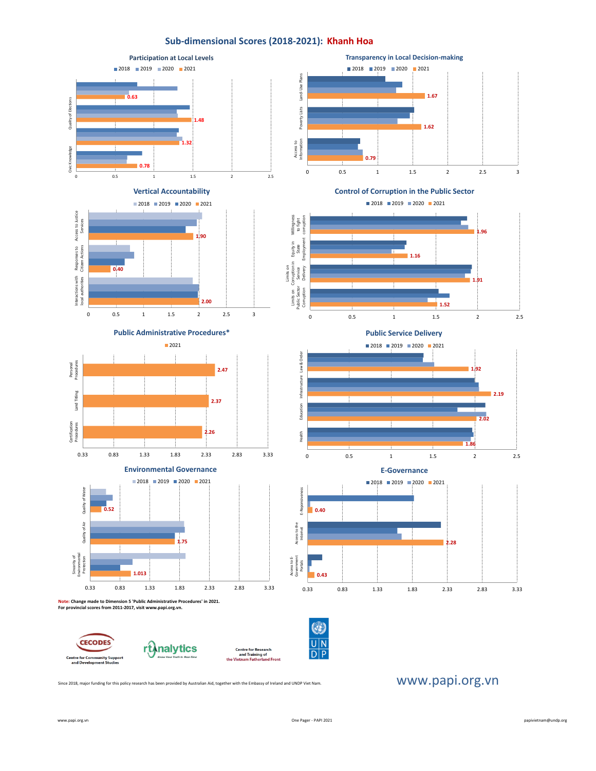# Sub-dimensional Scores (2018-2021): Khanh Hoa

## Participation at Local Levels

2018 2019 2020 2021

0.63

Quality of Elections
1.48

1.32

Civic Knowledge
0.78

0 0.5 1 1.5 2 2.5

## Transparency in Local Decision-making

2018 2019 2020 2021

Land-Use Plans
1.67

Poverty Lists
1.62

Access to Information
0.79

0 0.5 1 1.5 2 2.5 3

## Vertical Accountability

2018 2019 2020 2021

Access to Justice Services
1.90

Responses to Citizen Actions
0.40

Interactions with local authorities
2.00

0 0.5 1 1.5 2 2.5 3

## Control of Corruption in the Public Sector

2018 2019 2020 2021

Willingness to fight corruption
1.96

Equity in State Employment
1.16

Limits on Corruption in Service Delivery
1.91

Limits on Public Sector Corruption
1.52

0 0.5 1 1.5 2 2.5

## Public Administrative Procedures*

2021

Personal Procedures
2.47

Land Titling
2.37

Certification Procedures
2.26

0.33 0.83 1.33 1.83 2.33 2.83 3.33

## Public Service Delivery

2018 2019 2020 2021

Law & Order
1.92

Infrastructure
2.19

Education
2.02

Health
1.86

0 0.5 1 1.5 2 2.5

## Environmental Governance

2018 2019 2020 2021

Quality of Water
0.52

Quality of Air
1.75

Sincerity of Environmental Protection
1.013

0.33 0.83 1.33 1.83 2.33 2.83 3.33

## E-Governance

2018 2019 2020 2021

E-Responsiveness
0.40

Access to the Internet
2.28

Access to E-Government Portals
0.43

0.33 0.83 1.33 1.83 2.33 2.83 3.33

**Note: Change made to Dimension 5 'Public Administrative Procedures' in 2021.**
**For provincial scores from 2011-2017, visit www.papi.org.vn.**

CECODES
Centre for Community Support and Development Studies

rtAnalytics
Know Your Truth in Real-Time

Centre for Research and Training of the Vietnam Fatherland Front

UNDP

Since 2018, major funding for this policy research has been provided by Australian Aid, together with the Embassy of Ireland and UNDP Viet Nam.

www.papi.org.vn